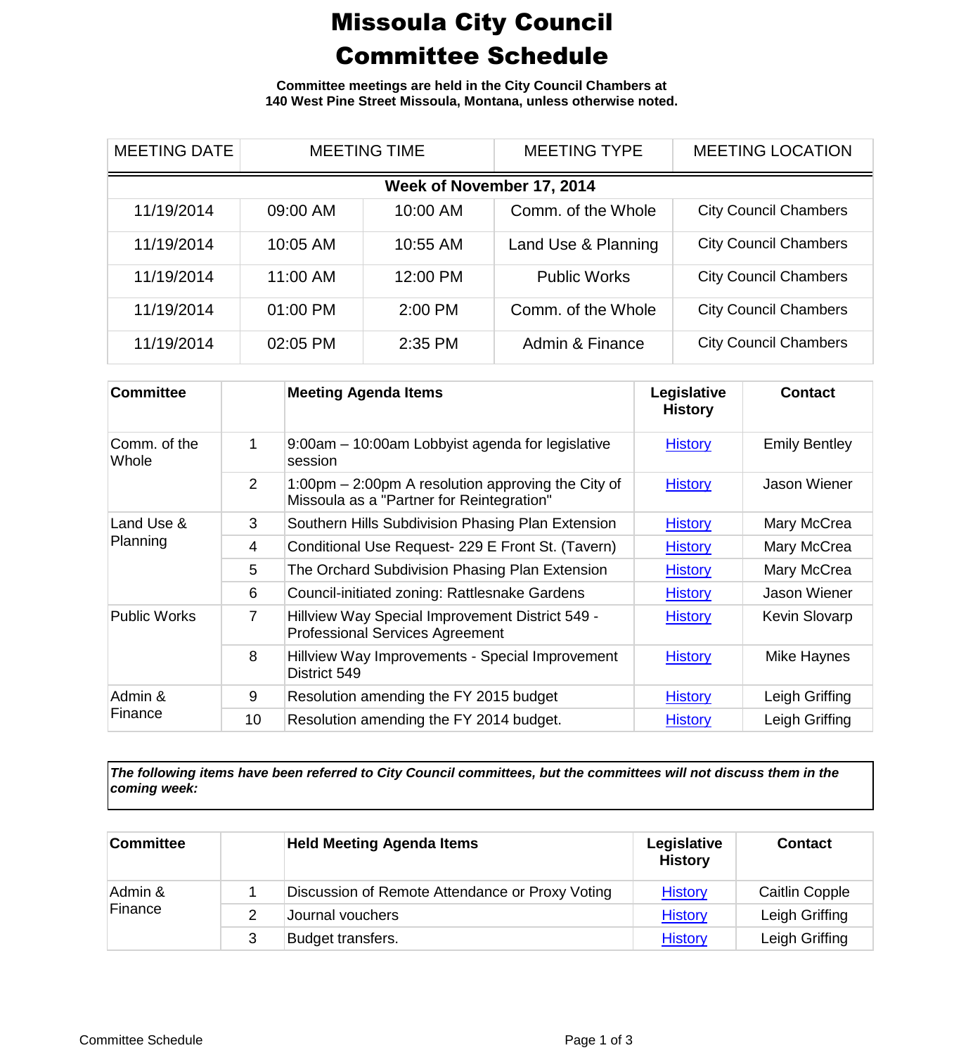# Missoula City Council Committee Schedule

**Committee meetings are held in the City Council Chambers at 140 West Pine Street Missoula, Montana, unless otherwise noted.**

| MEETING DATE | MEETING TIME | | MEETING TYPE | MEETING LOCATION |
|---|---|---|---|---|
| **Week of November 17, 2014** | | | | |
| 11/19/2014 | 09:00 AM | 10:00 AM | Comm. of the Whole | City Council Chambers |
| 11/19/2014 | 10:05 AM | 10:55 AM | Land Use & Planning | City Council Chambers |
| 11/19/2014 | 11:00 AM | 12:00 PM | Public Works | City Council Chambers |
| 11/19/2014 | 01:00 PM | 2:00 PM | Comm. of the Whole | City Council Chambers |
| 11/19/2014 | 02:05 PM | 2:35 PM | Admin & Finance | City Council Chambers |

| Committee | | Meeting Agenda Items | Legislative History | Contact |
|---|---|---|---|---|
| Comm. of the Whole | 1 | 9:00am – 10:00am Lobbyist agenda for legislative session | History | Emily Bentley |
| | 2 | 1:00pm – 2:00pm A resolution approving the City of Missoula as a "Partner for Reintegration" | History | Jason Wiener |
| Land Use & Planning | 3 | Southern Hills Subdivision Phasing Plan Extension | History | Mary McCrea |
| | 4 | Conditional Use Request- 229 E Front St. (Tavern) | History | Mary McCrea |
| | 5 | The Orchard Subdivision Phasing Plan Extension | History | Mary McCrea |
| | 6 | Council-initiated zoning: Rattlesnake Gardens | History | Jason Wiener |
| Public Works | 7 | Hillview Way Special Improvement District 549 - Professional Services Agreement | History | Kevin Slovarp |
| | 8 | Hillview Way Improvements - Special Improvement District 549 | History | Mike Haynes |
| Admin & Finance | 9 | Resolution amending the FY 2015 budget | History | Leigh Griffing |
| | 10 | Resolution amending the FY 2014 budget. | History | Leigh Griffing |

***The following items have been referred to City Council committees, but the committees will not discuss them in the coming week:***

| Committee | | Held Meeting Agenda Items | Legislative History | Contact |
|---|---|---|---|---|
| Admin & Finance | 1 | Discussion of Remote Attendance or Proxy Voting | History | Caitlin Copple |
| | 2 | Journal vouchers | History | Leigh Griffing |
| | 3 | Budget transfers. | History | Leigh Griffing |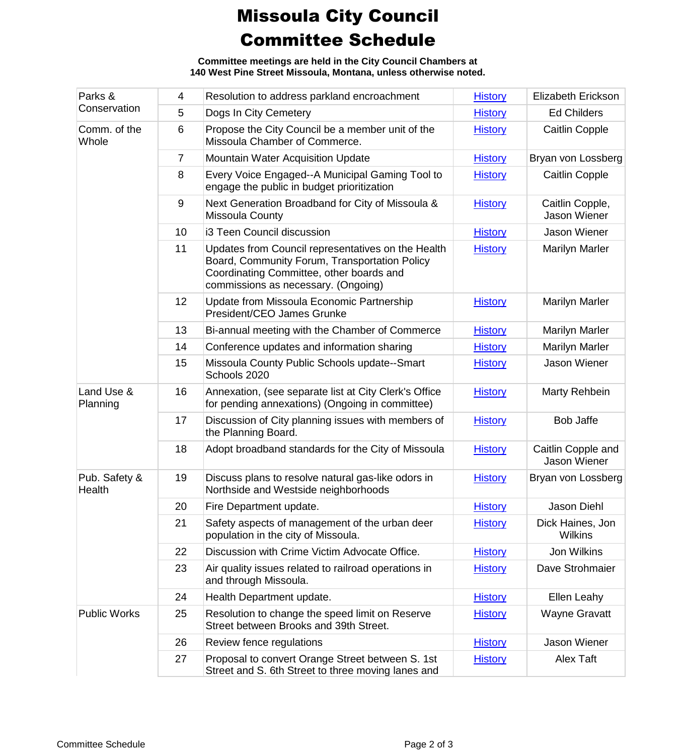# Missoula City Council Committee Schedule

**Committee meetings are held in the City Council Chambers at 140 West Pine Street Missoula, Montana, unless otherwise noted.**

| | | | | |
|---|---|---|---|---|
| Parks & Conservation | 4 | Resolution to address parkland encroachment | History | Elizabeth Erickson |
| | 5 | Dogs In City Cemetery | History | Ed Childers |
| Comm. of the Whole | 6 | Propose the City Council be a member unit of the Missoula Chamber of Commerce. | History | Caitlin Copple |
| | 7 | Mountain Water Acquisition Update | History | Bryan von Lossberg |
| | 8 | Every Voice Engaged--A Municipal Gaming Tool to engage the public in budget prioritization | History | Caitlin Copple |
| | 9 | Next Generation Broadband for City of Missoula & Missoula County | History | Caitlin Copple, Jason Wiener |
| | 10 | i3 Teen Council discussion | History | Jason Wiener |
| | 11 | Updates from Council representatives on the Health Board, Community Forum, Transportation Policy Coordinating Committee, other boards and commissions as necessary. (Ongoing) | History | Marilyn Marler |
| | 12 | Update from Missoula Economic Partnership President/CEO James Grunke | History | Marilyn Marler |
| | 13 | Bi-annual meeting with the Chamber of Commerce | History | Marilyn Marler |
| | 14 | Conference updates and information sharing | History | Marilyn Marler |
| | 15 | Missoula County Public Schools update--Smart Schools 2020 | History | Jason Wiener |
| Land Use & Planning | 16 | Annexation, (see separate list at City Clerk's Office for pending annexations) (Ongoing in committee) | History | Marty Rehbein |
| | 17 | Discussion of City planning issues with members of the Planning Board. | History | Bob Jaffe |
| | 18 | Adopt broadband standards for the City of Missoula | History | Caitlin Copple and Jason Wiener |
| Pub. Safety & Health | 19 | Discuss plans to resolve natural gas-like odors in Northside and Westside neighborhoods | History | Bryan von Lossberg |
| | 20 | Fire Department update. | History | Jason Diehl |
| | 21 | Safety aspects of management of the urban deer population in the city of Missoula. | History | Dick Haines, Jon Wilkins |
| | 22 | Discussion with Crime Victim Advocate Office. | History | Jon Wilkins |
| | 23 | Air quality issues related to railroad operations in and through Missoula. | History | Dave Strohmaier |
| | 24 | Health Department update. | History | Ellen Leahy |
| Public Works | 25 | Resolution to change the speed limit on Reserve Street between Brooks and 39th Street. | History | Wayne Gravatt |
| | 26 | Review fence regulations | History | Jason Wiener |
| | 27 | Proposal to convert Orange Street between S. 1st Street and S. 6th Street to three moving lanes and | History | Alex Taft |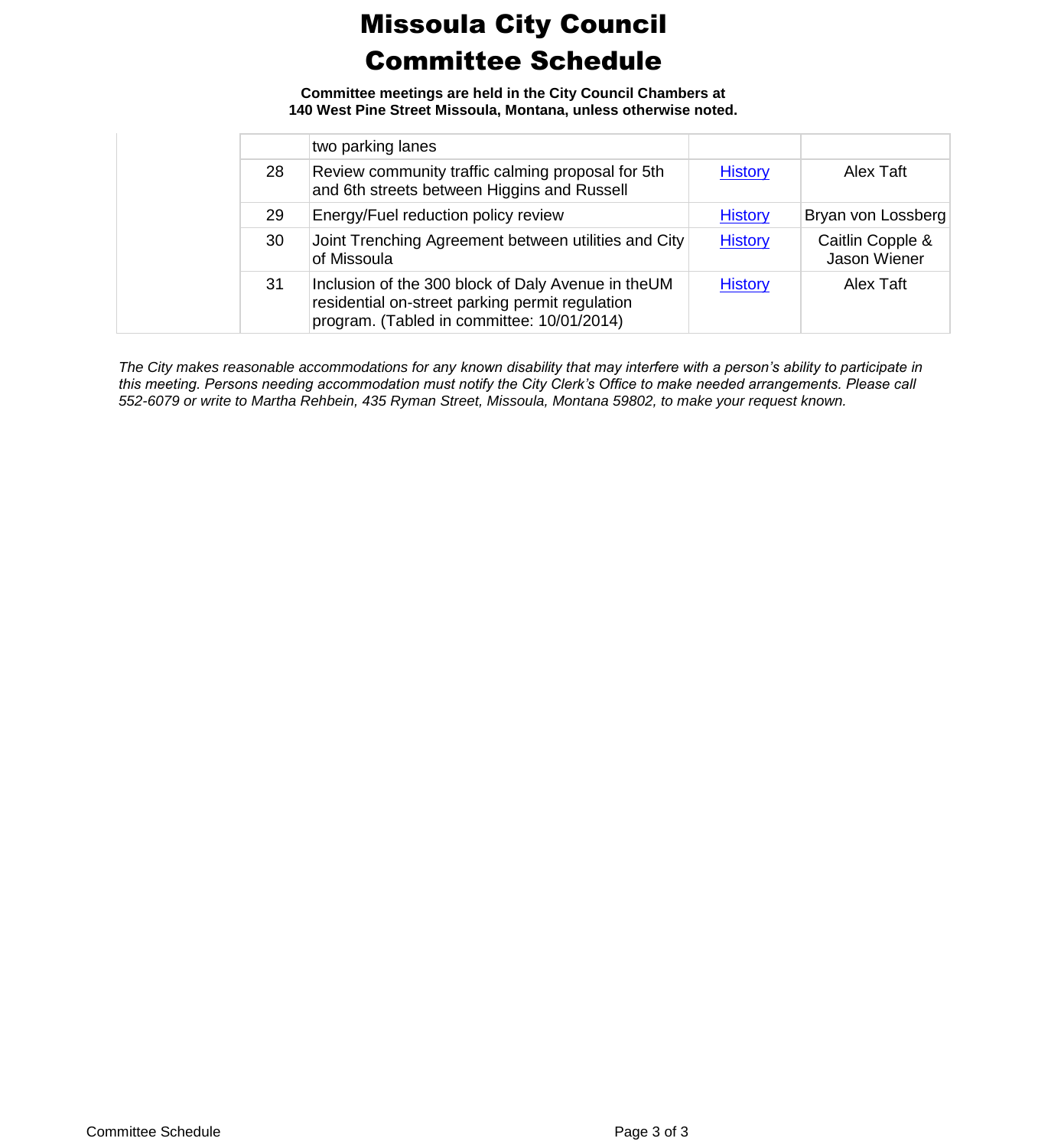# Missoula City Council
# Committee Schedule

**Committee meetings are held in the City Council Chambers at 140 West Pine Street Missoula, Montana, unless otherwise noted.**

| | | | | |
|---|---|---|---|---|
| | | two parking lanes | | |
| | 28 | Review community traffic calming proposal for 5th and 6th streets between Higgins and Russell | History | Alex Taft |
| | 29 | Energy/Fuel reduction policy review | History | Bryan von Lossberg |
| | 30 | Joint Trenching Agreement between utilities and City of Missoula | History | Caitlin Copple & Jason Wiener |
| | 31 | Inclusion of the 300 block of Daly Avenue in theUM residential on-street parking permit regulation program. (Tabled in committee: 10/01/2014) | History | Alex Taft |

*The City makes reasonable accommodations for any known disability that may interfere with a person's ability to participate in this meeting. Persons needing accommodation must notify the City Clerk's Office to make needed arrangements. Please call 552-6079 or write to Martha Rehbein, 435 Ryman Street, Missoula, Montana 59802, to make your request known.*